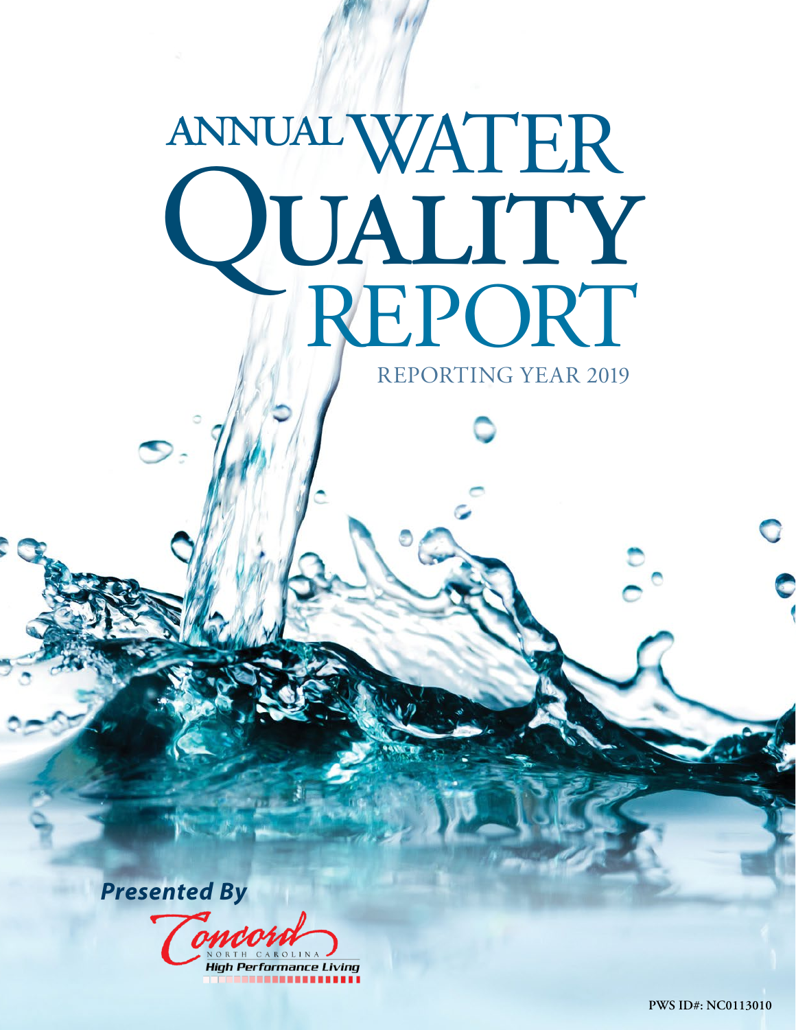# ANNUAL WATER QUALITY REPORT

REPORTING YEAR 2019

*Presented By*

Concord
NORTH CAROLINA
*High Performance Living*

PWS ID#: NC0113010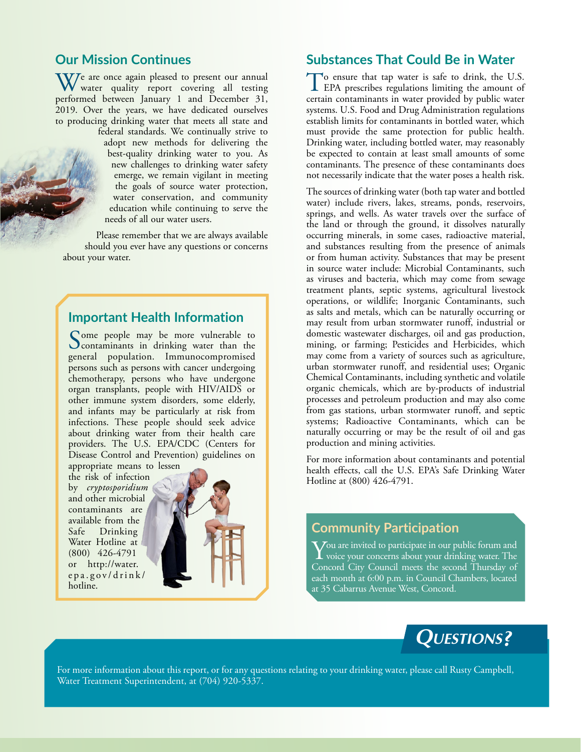## Our Mission Continues

We are once again pleased to present our annual water quality report covering all testing performed between January 1 and December 31, 2019. Over the years, we have dedicated ourselves to producing drinking water that meets all state and federal standards. We continually strive to adopt new methods for delivering the best-quality drinking water to you. As new challenges to drinking water safety emerge, we remain vigilant in meeting the goals of source water protection, water conservation, and community education while continuing to serve the needs of all our water users.

Please remember that we are always available should you ever have any questions or concerns about your water.

## Important Health Information

Some people may be more vulnerable to contaminants in drinking water than the general population. Immunocompromised persons such as persons with cancer undergoing chemotherapy, persons who have undergone organ transplants, people with HIV/AIDS or other immune system disorders, some elderly, and infants may be particularly at risk from infections. These people should seek advice about drinking water from their health care providers. The U.S. EPA/CDC (Centers for Disease Control and Prevention) guidelines on appropriate means to lessen the risk of infection by *cryptosporidium* and other microbial contaminants are available from the Safe Drinking Water Hotline at (800) 426-4791 or http://water.epa.gov/drink/hotline.

## Substances That Could Be in Water

To ensure that tap water is safe to drink, the U.S. EPA prescribes regulations limiting the amount of certain contaminants in water provided by public water systems. U.S. Food and Drug Administration regulations establish limits for contaminants in bottled water, which must provide the same protection for public health. Drinking water, including bottled water, may reasonably be expected to contain at least small amounts of some contaminants. The presence of these contaminants does not necessarily indicate that the water poses a health risk.

The sources of drinking water (both tap water and bottled water) include rivers, lakes, streams, ponds, reservoirs, springs, and wells. As water travels over the surface of the land or through the ground, it dissolves naturally occurring minerals, in some cases, radioactive material, and substances resulting from the presence of animals or from human activity. Substances that may be present in source water include: Microbial Contaminants, such as viruses and bacteria, which may come from sewage treatment plants, septic systems, agricultural livestock operations, or wildlife; Inorganic Contaminants, such as salts and metals, which can be naturally occurring or may result from urban stormwater runoff, industrial or domestic wastewater discharges, oil and gas production, mining, or farming; Pesticides and Herbicides, which may come from a variety of sources such as agriculture, urban stormwater runoff, and residential uses; Organic Chemical Contaminants, including synthetic and volatile organic chemicals, which are by-products of industrial processes and petroleum production and may also come from gas stations, urban stormwater runoff, and septic systems; Radioactive Contaminants, which can be naturally occurring or may be the result of oil and gas production and mining activities.

For more information about contaminants and potential health effects, call the U.S. EPA's Safe Drinking Water Hotline at (800) 426-4791.

## Community Participation

You are invited to participate in our public forum and voice your concerns about your drinking water. The Concord City Council meets the second Thursday of each month at 6:00 p.m. in Council Chambers, located at 35 Cabarrus Avenue West, Concord.

## QUESTIONS?

For more information about this report, or for any questions relating to your drinking water, please call Rusty Campbell, Water Treatment Superintendent, at (704) 920-5337.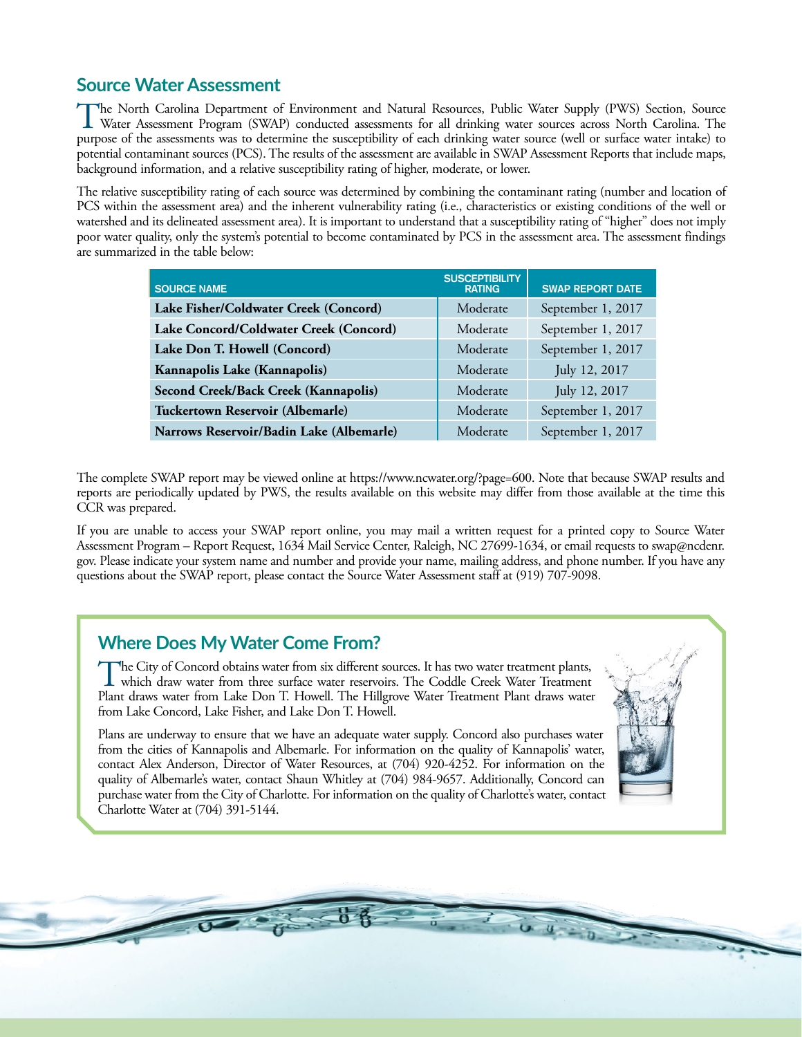## Source Water Assessment

The North Carolina Department of Environment and Natural Resources, Public Water Supply (PWS) Section, Source Water Assessment Program (SWAP) conducted assessments for all drinking water sources across North Carolina. The purpose of the assessments was to determine the susceptibility of each drinking water source (well or surface water intake) to potential contaminant sources (PCS). The results of the assessment are available in SWAP Assessment Reports that include maps, background information, and a relative susceptibility rating of higher, moderate, or lower.

The relative susceptibility rating of each source was determined by combining the contaminant rating (number and location of PCS within the assessment area) and the inherent vulnerability rating (i.e., characteristics or existing conditions of the well or watershed and its delineated assessment area). It is important to understand that a susceptibility rating of "higher" does not imply poor water quality, only the system's potential to become contaminated by PCS in the assessment area. The assessment findings are summarized in the table below:

| SOURCE NAME | SUSCEPTIBILITY RATING | SWAP REPORT DATE |
|---|---|---|
| **Lake Fisher/Coldwater Creek (Concord)** | Moderate | September 1, 2017 |
| **Lake Concord/Coldwater Creek (Concord)** | Moderate | September 1, 2017 |
| **Lake Don T. Howell (Concord)** | Moderate | September 1, 2017 |
| **Kannapolis Lake (Kannapolis)** | Moderate | July 12, 2017 |
| **Second Creek/Back Creek (Kannapolis)** | Moderate | July 12, 2017 |
| **Tuckertown Reservoir (Albemarle)** | Moderate | September 1, 2017 |
| **Narrows Reservoir/Badin Lake (Albemarle)** | Moderate | September 1, 2017 |

The complete SWAP report may be viewed online at https://www.ncwater.org/?page=600. Note that because SWAP results and reports are periodically updated by PWS, the results available on this website may differ from those available at the time this CCR was prepared.

If you are unable to access your SWAP report online, you may mail a written request for a printed copy to Source Water Assessment Program – Report Request, 1634 Mail Service Center, Raleigh, NC 27699-1634, or email requests to swap@ncdenr.gov. Please indicate your system name and number and provide your name, mailing address, and phone number. If you have any questions about the SWAP report, please contact the Source Water Assessment staff at (919) 707-9098.

## Where Does My Water Come From?

The City of Concord obtains water from six different sources. It has two water treatment plants, which draw water from three surface water reservoirs. The Coddle Creek Water Treatment Plant draws water from Lake Don T. Howell. The Hillgrove Water Treatment Plant draws water from Lake Concord, Lake Fisher, and Lake Don T. Howell.

Plans are underway to ensure that we have an adequate water supply. Concord also purchases water from the cities of Kannapolis and Albemarle. For information on the quality of Kannapolis' water, contact Alex Anderson, Director of Water Resources, at (704) 920-4252. For information on the quality of Albemarle's water, contact Shaun Whitley at (704) 984-9657. Additionally, Concord can purchase water from the City of Charlotte. For information on the quality of Charlotte's water, contact Charlotte Water at (704) 391-5144.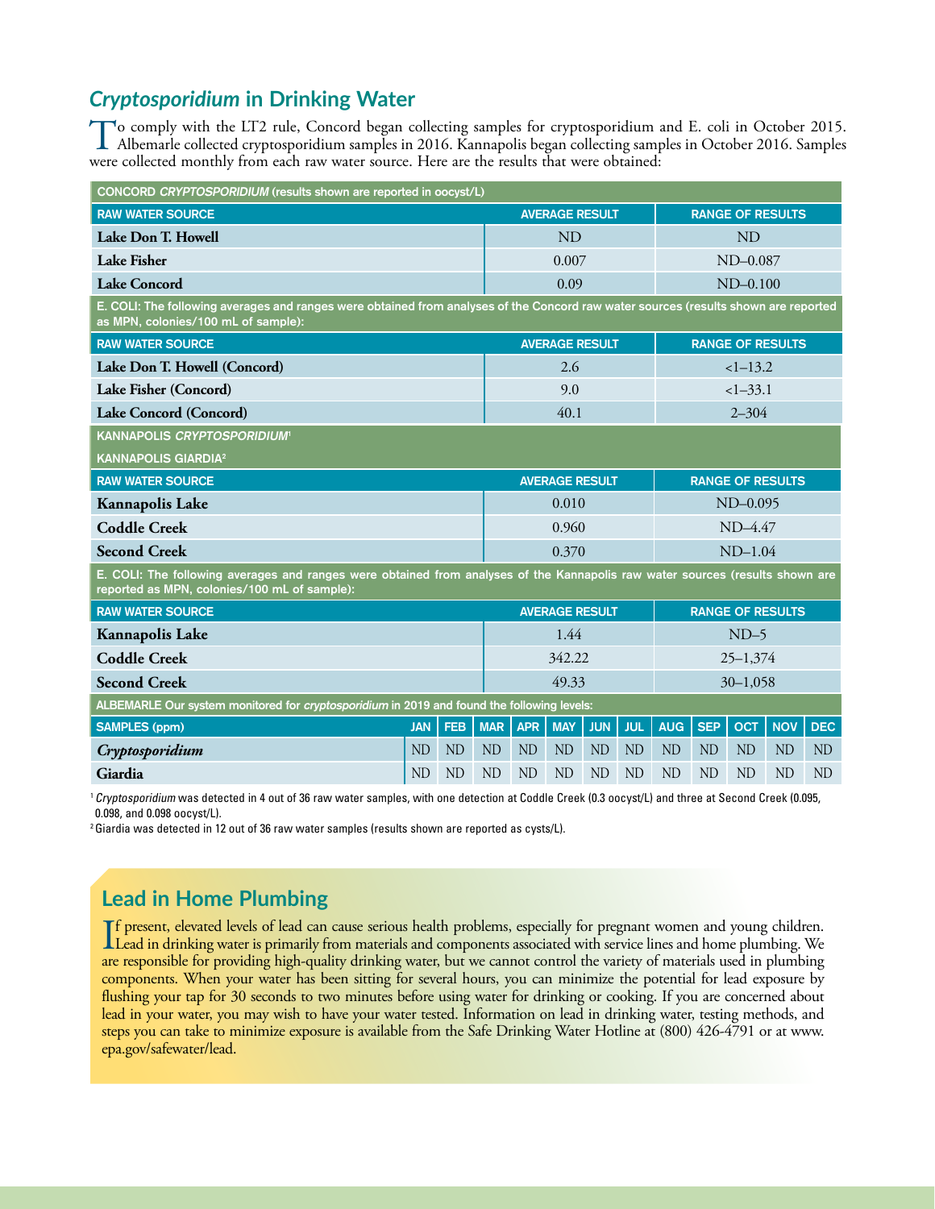## *Cryptosporidium* in Drinking Water

To comply with the LT2 rule, Concord began collecting samples for cryptosporidium and E. coli in October 2015. Albemarle collected cryptosporidium samples in 2016. Kannapolis began collecting samples in October 2016. Samples were collected monthly from each raw water source. Here are the results that were obtained:

| CONCORD *CRYPTOSPORIDIUM* (results shown are reported in oocyst/L) | | |
|---|---|---|
| RAW WATER SOURCE | AVERAGE RESULT | RANGE OF RESULTS |
| **Lake Don T. Howell** | ND | ND |
| **Lake Fisher** | 0.007 | ND–0.087 |
| **Lake Concord** | 0.09 | ND–0.100 |
| **E. COLI: The following averages and ranges were obtained from analyses of the Concord raw water sources (results shown are reported as MPN, colonies/100 mL of sample):** | | |
| RAW WATER SOURCE | AVERAGE RESULT | RANGE OF RESULTS |
| **Lake Don T. Howell (Concord)** | 2.6 | <1–13.2 |
| **Lake Fisher (Concord)** | 9.0 | <1–33.1 |
| **Lake Concord (Concord)** | 40.1 | 2–304 |
| KANNAPOLIS *CRYPTOSPORIDIUM*[1] KANNAPOLIS GIARDIA[2] | | |
| RAW WATER SOURCE | AVERAGE RESULT | RANGE OF RESULTS |
| **Kannapolis Lake** | 0.010 | ND–0.095 |
| **Coddle Creek** | 0.960 | ND–4.47 |
| **Second Creek** | 0.370 | ND–1.04 |
| **E. COLI: The following averages and ranges were obtained from analyses of the Kannapolis raw water sources (results shown are reported as MPN, colonies/100 mL of sample):** | | |
| RAW WATER SOURCE | AVERAGE RESULT | RANGE OF RESULTS |
| **Kannapolis Lake** | 1.44 | ND–5 |
| **Coddle Creek** | 342.22 | 25–1,374 |
| **Second Creek** | 49.33 | 30–1,058 |

| ALBEMARLE Our system monitored for *cryptosporidium* in 2019 and found the following levels: | | | | | | | | | | | | |
|---|---|---|---|---|---|---|---|---|---|---|---|---|
| SAMPLES (ppm) | JAN | FEB | MAR | APR | MAY | JUN | JUL | AUG | SEP | OCT | NOV | DEC |
| ***Cryptosporidium*** | ND | ND | ND | ND | ND | ND | ND | ND | ND | ND | ND | ND |
| **Giardia** | ND | ND | ND | ND | ND | ND | ND | ND | ND | ND | ND | ND |

[1] *Cryptosporidium* was detected in 4 out of 36 raw water samples, with one detection at Coddle Creek (0.3 oocyst/L) and three at Second Creek (0.095, 0.098, and 0.098 oocyst/L).

[2] Giardia was detected in 12 out of 36 raw water samples (results shown are reported as cysts/L).

## Lead in Home Plumbing

If present, elevated levels of lead can cause serious health problems, especially for pregnant women and young children. Lead in drinking water is primarily from materials and components associated with service lines and home plumbing. We are responsible for providing high-quality drinking water, but we cannot control the variety of materials used in plumbing components. When your water has been sitting for several hours, you can minimize the potential for lead exposure by flushing your tap for 30 seconds to two minutes before using water for drinking or cooking. If you are concerned about lead in your water, you may wish to have your water tested. Information on lead in drinking water, testing methods, and steps you can take to minimize exposure is available from the Safe Drinking Water Hotline at (800) 426-4791 or at www.epa.gov/safewater/lead.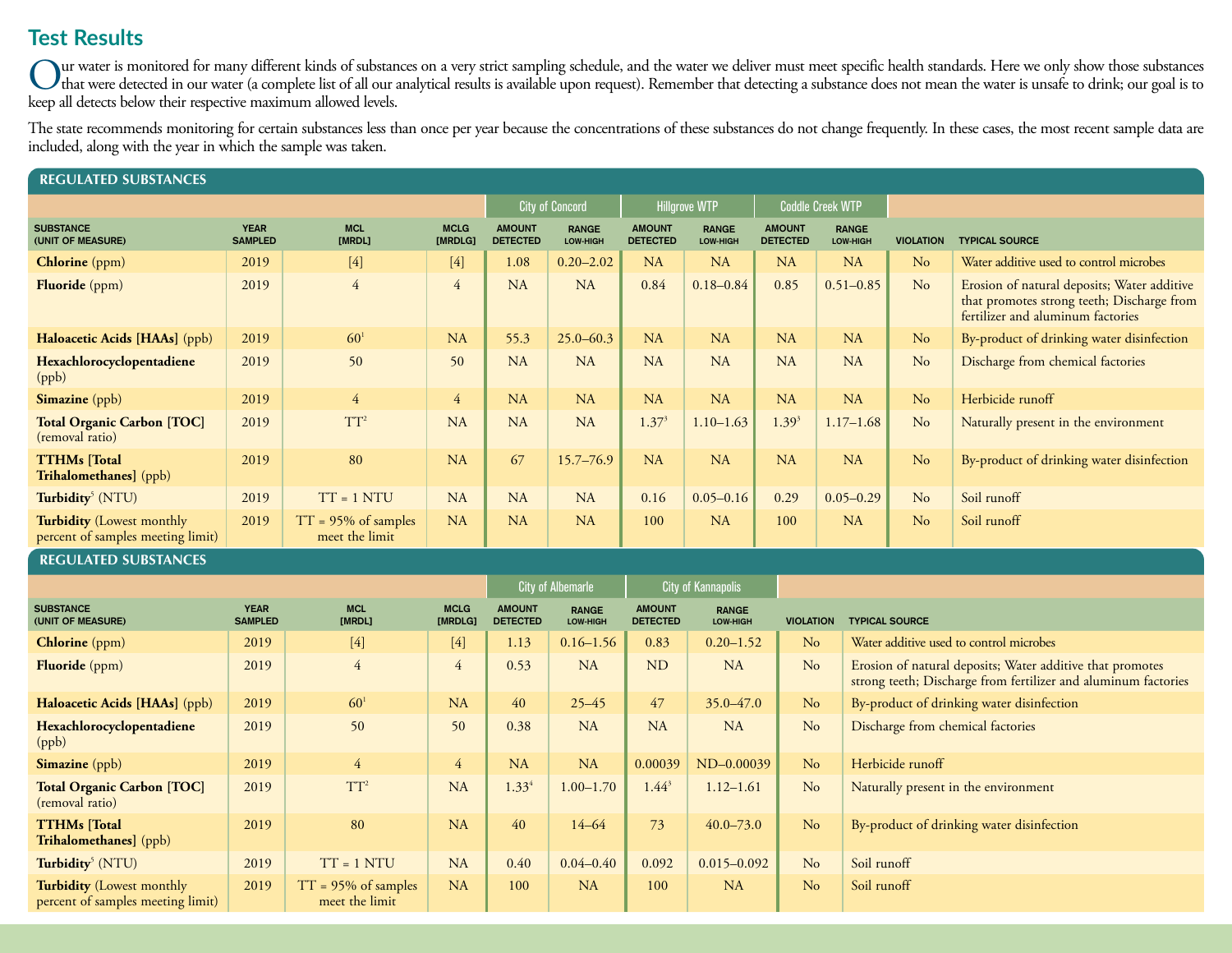# Test Results

Our water is monitored for many different kinds of substances on a very strict sampling schedule, and the water we deliver must meet specific health standards. Here we only show those substances that were detected in our water (a complete list of all our analytical results is available upon request). Remember that detecting a substance does not mean the water is unsafe to drink; our goal is to keep all detects below their respective maximum allowed levels.

The state recommends monitoring for certain substances less than once per year because the concentrations of these substances do not change frequently. In these cases, the most recent sample data are included, along with the year in which the sample was taken.

## REGULATED SUBSTANCES

| | | | | City of Concord | | Hillgrove WTP | | Coddle Creek WTP | | | |
|---|---|---|---|---|---|---|---|---|---|---|---|
| SUBSTANCE (UNIT OF MEASURE) | YEAR SAMPLED | MCL [MRDL] | MCLG [MRDLG] | AMOUNT DETECTED | RANGE LOW-HIGH | AMOUNT DETECTED | RANGE LOW-HIGH | AMOUNT DETECTED | RANGE LOW-HIGH | VIOLATION | TYPICAL SOURCE |
| **Chlorine** (ppm) | 2019 | [4] | [4] | 1.08 | 0.20–2.02 | NA | NA | NA | NA | No | Water additive used to control microbes |
| **Fluoride** (ppm) | 2019 | 4 | 4 | NA | NA | 0.84 | 0.18–0.84 | 0.85 | 0.51–0.85 | No | Erosion of natural deposits; Water additive that promotes strong teeth; Discharge from fertilizer and aluminum factories |
| **Haloacetic Acids [HAAs]** (ppb) | 2019 | 60[1] | NA | 55.3 | 25.0–60.3 | NA | NA | NA | NA | No | By-product of drinking water disinfection |
| **Hexachlorocyclopentadiene** (ppb) | 2019 | 50 | 50 | NA | NA | NA | NA | NA | NA | No | Discharge from chemical factories |
| **Simazine** (ppb) | 2019 | 4 | 4 | NA | NA | NA | NA | NA | NA | No | Herbicide runoff |
| **Total Organic Carbon [TOC]** (removal ratio) | 2019 | TT[2] | NA | NA | NA | 1.37[3] | 1.10–1.63 | 1.39[3] | 1.17–1.68 | No | Naturally present in the environment |
| **TTHMs [Total Trihalomethanes]** (ppb) | 2019 | 80 | NA | 67 | 15.7–76.9 | NA | NA | NA | NA | No | By-product of drinking water disinfection |
| **Turbidity**[5] (NTU) | 2019 | TT = 1 NTU | NA | NA | NA | 0.16 | 0.05–0.16 | 0.29 | 0.05–0.29 | No | Soil runoff |
| **Turbidity** (Lowest monthly percent of samples meeting limit) | 2019 | TT = 95% of samples meet the limit | NA | NA | NA | 100 | NA | 100 | NA | No | Soil runoff |

## REGULATED SUBSTANCES

| | | | | City of Albemarle | | City of Kannapolis | | | |
|---|---|---|---|---|---|---|---|---|---|
| SUBSTANCE (UNIT OF MEASURE) | YEAR SAMPLED | MCL [MRDL] | MCLG [MRDLG] | AMOUNT DETECTED | RANGE LOW-HIGH | AMOUNT DETECTED | RANGE LOW-HIGH | VIOLATION | TYPICAL SOURCE |
| **Chlorine** (ppm) | 2019 | [4] | [4] | 1.13 | 0.16–1.56 | 0.83 | 0.20–1.52 | No | Water additive used to control microbes |
| **Fluoride** (ppm) | 2019 | 4 | 4 | 0.53 | NA | ND | NA | No | Erosion of natural deposits; Water additive that promotes strong teeth; Discharge from fertilizer and aluminum factories |
| **Haloacetic Acids [HAAs]** (ppb) | 2019 | 60[1] | NA | 40 | 25–45 | 47 | 35.0–47.0 | No | By-product of drinking water disinfection |
| **Hexachlorocyclopentadiene** (ppb) | 2019 | 50 | 50 | 0.38 | NA | NA | NA | No | Discharge from chemical factories |
| **Simazine** (ppb) | 2019 | 4 | 4 | NA | NA | 0.00039 | ND–0.00039 | No | Herbicide runoff |
| **Total Organic Carbon [TOC]** (removal ratio) | 2019 | TT[2] | NA | 1.33[4] | 1.00–1.70 | 1.44[3] | 1.12–1.61 | No | Naturally present in the environment |
| **TTHMs [Total Trihalomethanes]** (ppb) | 2019 | 80 | NA | 40 | 14–64 | 73 | 40.0–73.0 | No | By-product of drinking water disinfection |
| **Turbidity**[5] (NTU) | 2019 | TT = 1 NTU | NA | 0.40 | 0.04–0.40 | 0.092 | 0.015–0.092 | No | Soil runoff |
| **Turbidity** (Lowest monthly percent of samples meeting limit) | 2019 | TT = 95% of samples meet the limit | NA | 100 | NA | 100 | NA | No | Soil runoff |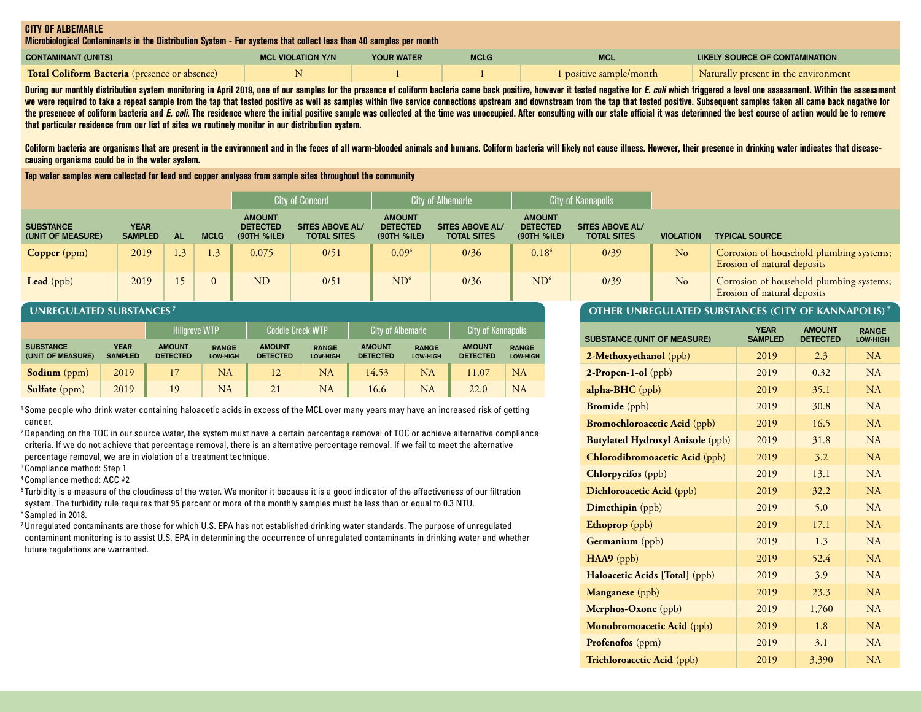## CITY OF ALBEMARLE

**Microbiological Contaminants in the Distribution System - For systems that collect less than 40 samples per month**

| CONTAMINANT (UNITS) | MCL VIOLATION Y/N | YOUR WATER | MCLG | MCL | LIKELY SOURCE OF CONTAMINATION |
|---|---|---|---|---|---|
| **Total Coliform Bacteria** (presence or absence) | N | 1 | 1 | 1 positive sample/month | Naturally present in the environment |

During our monthly distribution system monitoring in April 2019, one of our samples for the presence of coliform bacteria came back positive, however it tested negative for *E. coli* which triggered a level one assessment. Within the assessment we were required to take a repeat sample from the tap that tested positive as well as samples within five service connections upstream and downstream from the tap that tested positive. Subsequent samples taken all came back negative for the presenece of coliform bacteria and *E. coli*. The residence where the initial positive sample was collected at the time was unoccupied. After consulting with our state official it was determned the best course of action would be to remove that particular residence from our list of sites we routinely monitor in our distribution system.

Coliform bacteria are organisms that are present in the environment and in the feces of all warm-blooded animals and humans. Coliform bacteria will likely not cause illness. However, their presence in drinking water indicates that disease-causing organisms could be in the water system.

**Tap water samples were collected for lead and copper analyses from sample sites throughout the community**

| | | | | City of Concord | | City of Albemarle | | City of Kannapolis | | | |
|---|---|---|---|---|---|---|---|---|---|---|---|
| SUBSTANCE (UNIT OF MEASURE) | YEAR SAMPLED | AL | MCLG | AMOUNT DETECTED (90TH %ILE) | SITES ABOVE AL/ TOTAL SITES | AMOUNT DETECTED (90TH %ILE) | SITES ABOVE AL/ TOTAL SITES | AMOUNT DETECTED (90TH %ILE) | SITES ABOVE AL/ TOTAL SITES | VIOLATION | TYPICAL SOURCE |
| **Copper** (ppm) | 2019 | 1.3 | 1.3 | 0.075 | 0/51 | 0.09[6] | 0/36 | 0.18[6] | 0/39 | No | Corrosion of household plumbing systems; Erosion of natural deposits |
| **Lead** (ppb) | 2019 | 15 | 0 | ND | 0/51 | ND[6] | 0/36 | ND[6] | 0/39 | No | Corrosion of household plumbing systems; Erosion of natural deposits |

## UNREGULATED SUBSTANCES[7]

| | | Hillgrove WTP | | Coddle Creek WTP | | City of Albemarle | | City of Kannapolis | |
|---|---|---|---|---|---|---|---|---|---|
| SUBSTANCE (UNIT OF MEASURE) | YEAR SAMPLED | AMOUNT DETECTED | RANGE LOW-HIGH | AMOUNT DETECTED | RANGE LOW-HIGH | AMOUNT DETECTED | RANGE LOW-HIGH | AMOUNT DETECTED | RANGE LOW-HIGH |
| **Sodium** (ppm) | 2019 | 17 | NA | 12 | NA | 14.53 | NA | 11.07 | NA |
| **Sulfate** (ppm) | 2019 | 19 | NA | 21 | NA | 16.6 | NA | 22.0 | NA |

[1] Some people who drink water containing haloacetic acids in excess of the MCL over many years may have an increased risk of getting cancer.

[2] Depending on the TOC in our source water, the system must have a certain percentage removal of TOC or achieve alternative compliance criteria. If we do not achieve that percentage removal, there is an alternative percentage removal. If we fail to meet the alternative percentage removal, we are in violation of a treatment technique.

[3] Compliance method: Step 1

[4] Compliance method: ACC #2

[5] Turbidity is a measure of the cloudiness of the water. We monitor it because it is a good indicator of the effectiveness of our filtration system. The turbidity rule requires that 95 percent or more of the monthly samples must be less than or equal to 0.3 NTU.

[6] Sampled in 2018.

[7] Unregulated contaminants are those for which U.S. EPA has not established drinking water standards. The purpose of unregulated contaminant monitoring is to assist U.S. EPA in determining the occurrence of unregulated contaminants in drinking water and whether future regulations are warranted.

## OTHER UNREGULATED SUBSTANCES (CITY OF KANNAPOLIS)[7]

| SUBSTANCE (UNIT OF MEASURE) | YEAR SAMPLED | AMOUNT DETECTED | RANGE LOW-HIGH |
|---|---|---|---|
| **2-Methoxyethanol** (ppb) | 2019 | 2.3 | NA |
| **2-Propen-1-ol** (ppb) | 2019 | 0.32 | NA |
| **alpha-BHC** (ppb) | 2019 | 35.1 | NA |
| **Bromide** (ppb) | 2019 | 30.8 | NA |
| **Bromochloroacetic Acid** (ppb) | 2019 | 16.5 | NA |
| **Butylated Hydroxyl Anisole** (ppb) | 2019 | 31.8 | NA |
| **Chlorodibromoacetic Acid** (ppb) | 2019 | 3.2 | NA |
| **Chlorpyrifos** (ppb) | 2019 | 13.1 | NA |
| **Dichloroacetic Acid** (ppb) | 2019 | 32.2 | NA |
| **Dimethipin** (ppb) | 2019 | 5.0 | NA |
| **Ethoprop** (ppb) | 2019 | 17.1 | NA |
| **Germanium** (ppb) | 2019 | 1.3 | NA |
| **HAA9** (ppb) | 2019 | 52.4 | NA |
| **Haloacetic Acids [Total]** (ppb) | 2019 | 3.9 | NA |
| **Manganese** (ppb) | 2019 | 23.3 | NA |
| **Merphos-Oxone** (ppb) | 2019 | 1,760 | NA |
| **Monobromoacetic Acid** (ppb) | 2019 | 1.8 | NA |
| **Profenofos** (ppm) | 2019 | 3.1 | NA |
| **Trichloroacetic Acid** (ppb) | 2019 | 3,390 | NA |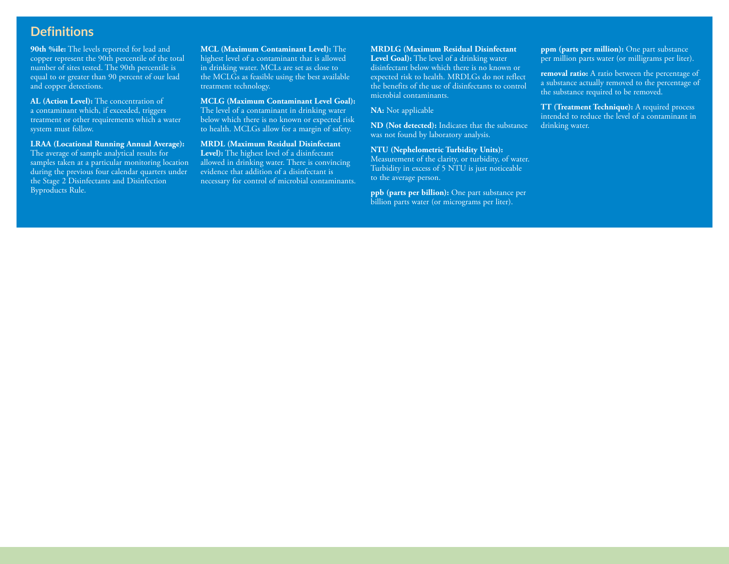## Definitions

**90th %ile:** The levels reported for lead and copper represent the 90th percentile of the total number of sites tested. The 90th percentile is equal to or greater than 90 percent of our lead and copper detections.

**AL (Action Level):** The concentration of a contaminant which, if exceeded, triggers treatment or other requirements which a water system must follow.

**LRAA (Locational Running Annual Average):** The average of sample analytical results for samples taken at a particular monitoring location during the previous four calendar quarters under the Stage 2 Disinfectants and Disinfection Byproducts Rule.

**MCL (Maximum Contaminant Level):** The highest level of a contaminant that is allowed in drinking water. MCLs are set as close to the MCLGs as feasible using the best available treatment technology.

**MCLG (Maximum Contaminant Level Goal):** The level of a contaminant in drinking water below which there is no known or expected risk to health. MCLGs allow for a margin of safety.

**MRDL (Maximum Residual Disinfectant Level):** The highest level of a disinfectant allowed in drinking water. There is convincing evidence that addition of a disinfectant is necessary for control of microbial contaminants.

**MRDLG (Maximum Residual Disinfectant Level Goal):** The level of a drinking water disinfectant below which there is no known or expected risk to health. MRDLGs do not reflect the benefits of the use of disinfectants to control microbial contaminants.

**NA:** Not applicable

**ND (Not detected):** Indicates that the substance was not found by laboratory analysis.

**NTU (Nephelometric Turbidity Units):** Measurement of the clarity, or turbidity, of water. Turbidity in excess of 5 NTU is just noticeable to the average person.

**ppb (parts per billion):** One part substance per billion parts water (or micrograms per liter).

**ppm (parts per million):** One part substance per million parts water (or milligrams per liter).

**removal ratio:** A ratio between the percentage of a substance actually removed to the percentage of the substance required to be removed.

**TT (Treatment Technique):** A required process intended to reduce the level of a contaminant in drinking water.